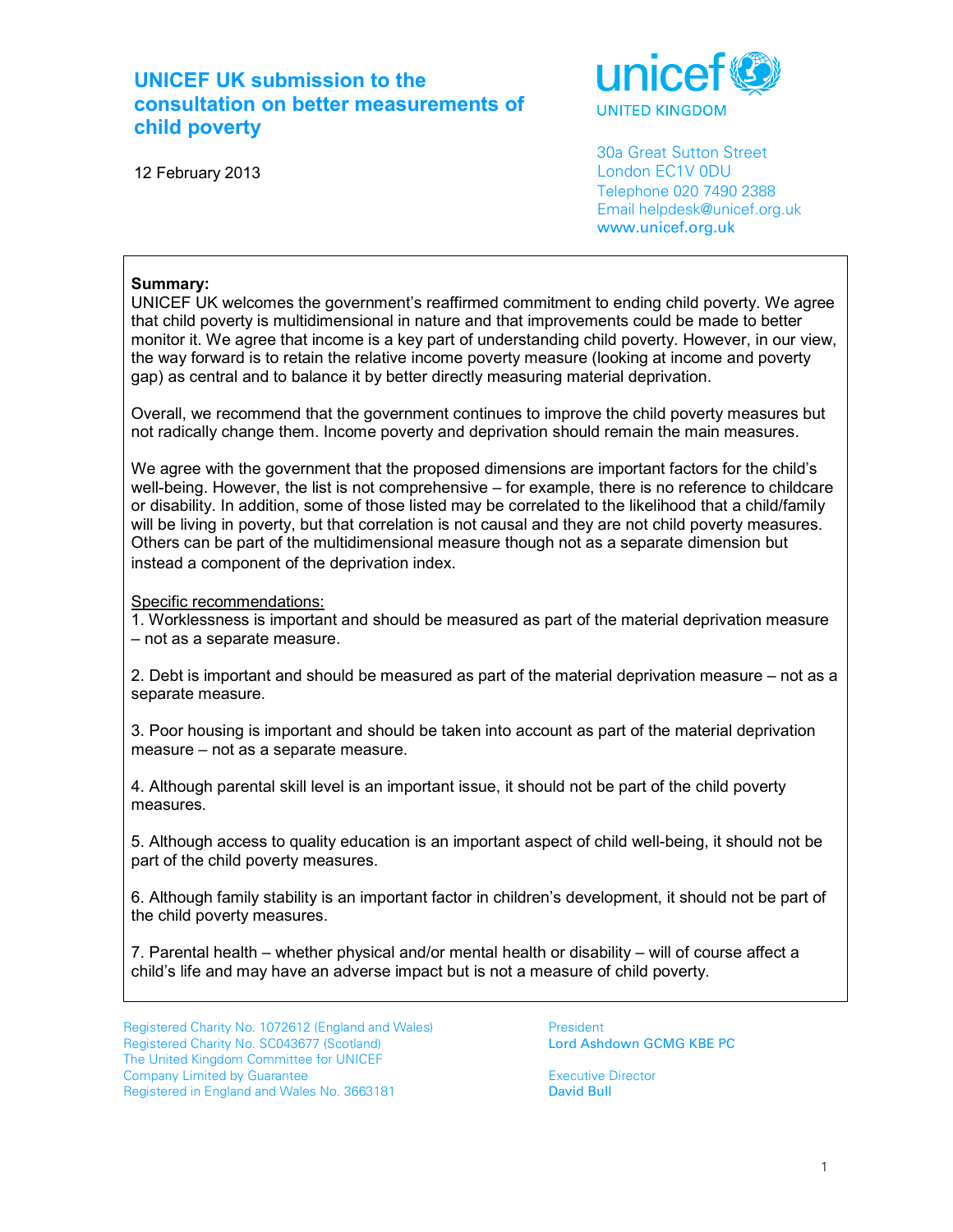# UNICEF UK submission to the consultation on better measurements of child poverty

12 February 2013

unicef
UNITED KINGDOM

30a Great Sutton Street
London EC1V 0DU
Telephone 020 7490 2388
Email helpdesk@unicef.org.uk
www.unicef.org.uk

**Summary:**
UNICEF UK welcomes the government's reaffirmed commitment to ending child poverty. We agree that child poverty is multidimensional in nature and that improvements could be made to better monitor it. We agree that income is a key part of understanding child poverty. However, in our view, the way forward is to retain the relative income poverty measure (looking at income and poverty gap) as central and to balance it by better directly measuring material deprivation.

Overall, we recommend that the government continues to improve the child poverty measures but not radically change them. Income poverty and deprivation should remain the main measures.

We agree with the government that the proposed dimensions are important factors for the child's well-being. However, the list is not comprehensive – for example, there is no reference to childcare or disability. In addition, some of those listed may be correlated to the likelihood that a child/family will be living in poverty, but that correlation is not causal and they are not child poverty measures. Others can be part of the multidimensional measure though not as a separate dimension but instead a component of the deprivation index.

<u>Specific recommendations:</u>

1. Worklessness is important and should be measured as part of the material deprivation measure – not as a separate measure.

2. Debt is important and should be measured as part of the material deprivation measure – not as a separate measure.

3. Poor housing is important and should be taken into account as part of the material deprivation measure – not as a separate measure.

4. Although parental skill level is an important issue, it should not be part of the child poverty measures.

5. Although access to quality education is an important aspect of child well-being, it should not be part of the child poverty measures.

6. Although family stability is an important factor in children's development, it should not be part of the child poverty measures.

7. Parental health – whether physical and/or mental health or disability – will of course affect a child's life and may have an adverse impact but is not a measure of child poverty.

Registered Charity No. 1072612 (England and Wales)
Registered Charity No. SC043677 (Scotland)
The United Kingdom Committee for UNICEF
Company Limited by Guarantee
Registered in England and Wales No. 3663181

President
Lord Ashdown GCMG KBE PC

Executive Director
David Bull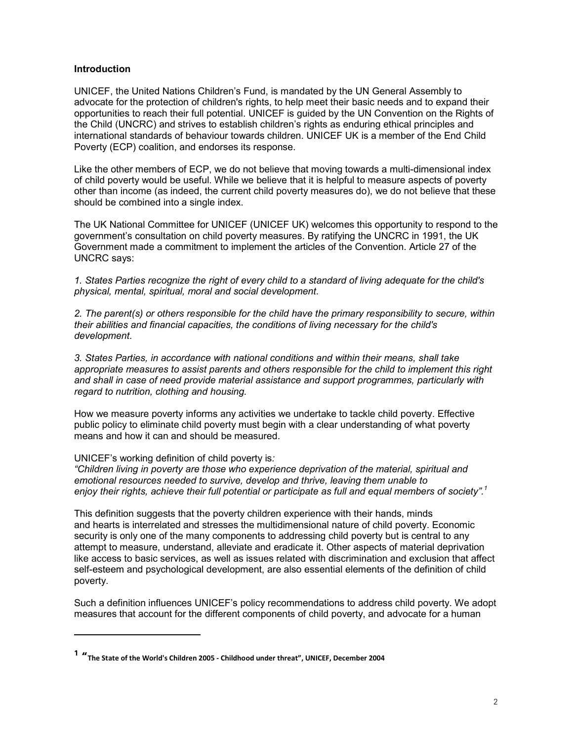## Introduction

UNICEF, the United Nations Children's Fund, is mandated by the UN General Assembly to advocate for the protection of children's rights, to help meet their basic needs and to expand their opportunities to reach their full potential. UNICEF is guided by the UN Convention on the Rights of the Child (UNCRC) and strives to establish children's rights as enduring ethical principles and international standards of behaviour towards children. UNICEF UK is a member of the End Child Poverty (ECP) coalition, and endorses its response.

Like the other members of ECP, we do not believe that moving towards a multi-dimensional index of child poverty would be useful. While we believe that it is helpful to measure aspects of poverty other than income (as indeed, the current child poverty measures do), we do not believe that these should be combined into a single index.

The UK National Committee for UNICEF (UNICEF UK) welcomes this opportunity to respond to the government's consultation on child poverty measures. By ratifying the UNCRC in 1991, the UK Government made a commitment to implement the articles of the Convention. Article 27 of the UNCRC says:

*1. States Parties recognize the right of every child to a standard of living adequate for the child's physical, mental, spiritual, moral and social development.*

*2. The parent(s) or others responsible for the child have the primary responsibility to secure, within their abilities and financial capacities, the conditions of living necessary for the child's development.*

*3. States Parties, in accordance with national conditions and within their means, shall take appropriate measures to assist parents and others responsible for the child to implement this right and shall in case of need provide material assistance and support programmes, particularly with regard to nutrition, clothing and housing.*

How we measure poverty informs any activities we undertake to tackle child poverty. Effective public policy to eliminate child poverty must begin with a clear understanding of what poverty means and how it can and should be measured.

UNICEF's working definition of child poverty is*:*
*"Children living in poverty are those who experience deprivation of the material, spiritual and emotional resources needed to survive, develop and thrive, leaving them unable to enjoy their rights, achieve their full potential or participate as full and equal members of society".*[1]

This definition suggests that the poverty children experience with their hands, minds and hearts is interrelated and stresses the multidimensional nature of child poverty. Economic security is only one of the many components to addressing child poverty but is central to any attempt to measure, understand, alleviate and eradicate it. Other aspects of material deprivation like access to basic services, as well as issues related with discrimination and exclusion that affect self-esteem and psychological development, are also essential elements of the definition of child poverty.

Such a definition influences UNICEF's policy recommendations to address child poverty. We adopt measures that account for the different components of child poverty, and advocate for a human

---

[1] **"The State of the World's Children 2005 - Childhood under threat", UNICEF, December 2004**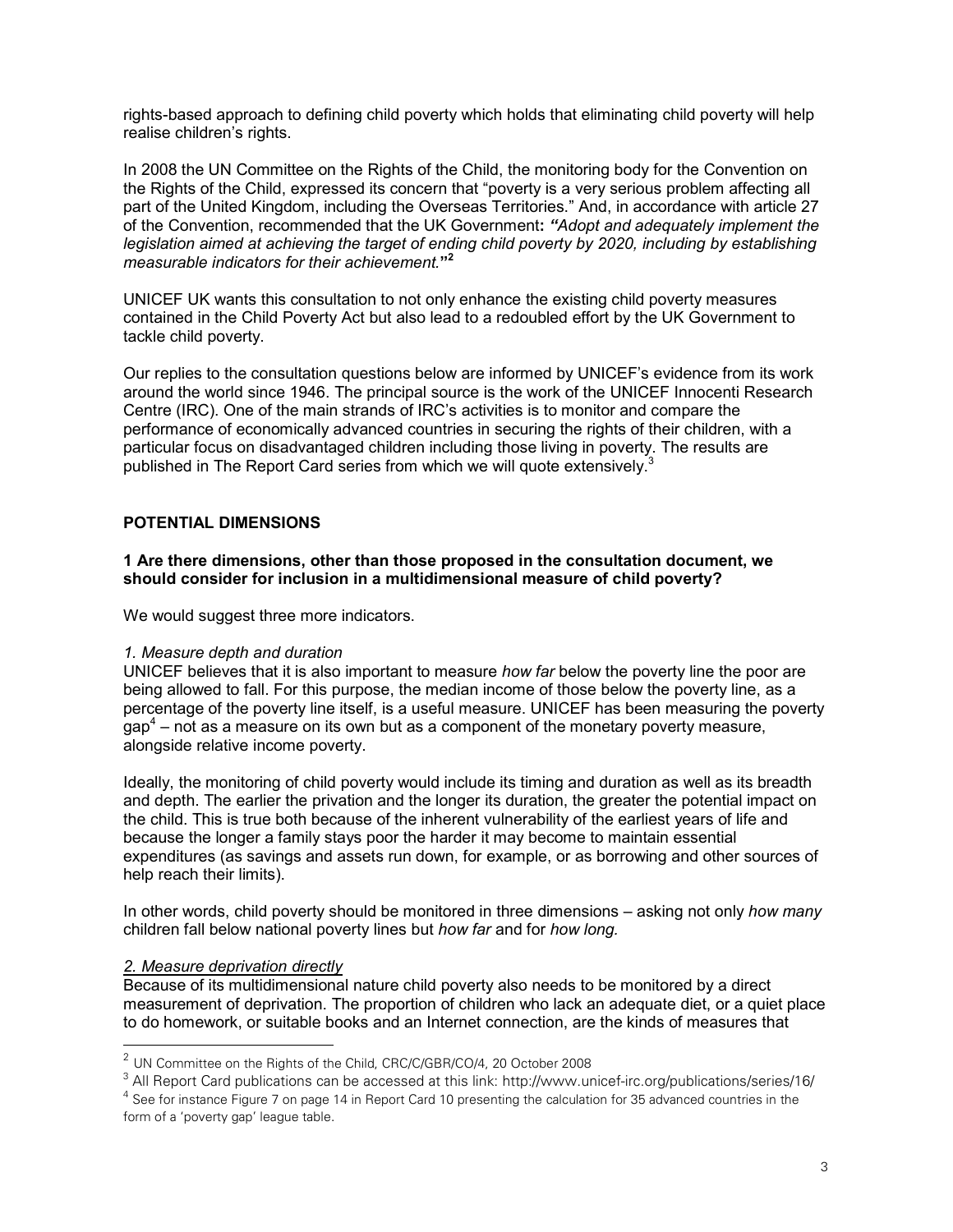rights-based approach to defining child poverty which holds that eliminating child poverty will help realise children's rights.

In 2008 the UN Committee on the Rights of the Child, the monitoring body for the Convention on the Rights of the Child, expressed its concern that "poverty is a very serious problem affecting all part of the United Kingdom, including the Overseas Territories." And, in accordance with article 27 of the Convention, recommended that the UK Government**:** ***"****Adopt and adequately implement the legislation aimed at achieving the target of ending child poverty by 2020, including by establishing measurable indicators for their achievement.***"**[2]

UNICEF UK wants this consultation to not only enhance the existing child poverty measures contained in the Child Poverty Act but also lead to a redoubled effort by the UK Government to tackle child poverty.

Our replies to the consultation questions below are informed by UNICEF's evidence from its work around the world since 1946. The principal source is the work of the UNICEF Innocenti Research Centre (IRC). One of the main strands of IRC's activities is to monitor and compare the performance of economically advanced countries in securing the rights of their children, with a particular focus on disadvantaged children including those living in poverty. The results are published in The Report Card series from which we will quote extensively.[3]

## POTENTIAL DIMENSIONS

**1 Are there dimensions, other than those proposed in the consultation document, we should consider for inclusion in a multidimensional measure of child poverty?**

We would suggest three more indicators.

*1. Measure depth and duration*

UNICEF believes that it is also important to measure *how far* below the poverty line the poor are being allowed to fall. For this purpose, the median income of those below the poverty line, as a percentage of the poverty line itself, is a useful measure. UNICEF has been measuring the poverty gap[4] – not as a measure on its own but as a component of the monetary poverty measure, alongside relative income poverty.

Ideally, the monitoring of child poverty would include its timing and duration as well as its breadth and depth. The earlier the privation and the longer its duration, the greater the potential impact on the child. This is true both because of the inherent vulnerability of the earliest years of life and because the longer a family stays poor the harder it may become to maintain essential expenditures (as savings and assets run down, for example, or as borrowing and other sources of help reach their limits).

In other words, child poverty should be monitored in three dimensions – asking not only *how many* children fall below national poverty lines but *how far* and for *how long.*

*2. Measure deprivation directly*

Because of its multidimensional nature child poverty also needs to be monitored by a direct measurement of deprivation. The proportion of children who lack an adequate diet, or a quiet place to do homework, or suitable books and an Internet connection, are the kinds of measures that

---

[2] UN Committee on the Rights of the Child, CRC/C/GBR/CO/4, 20 October 2008

[3] All Report Card publications can be accessed at this link: http://www.unicef-irc.org/publications/series/16/

[4] See for instance Figure 7 on page 14 in Report Card 10 presenting the calculation for 35 advanced countries in the form of a 'poverty gap' league table.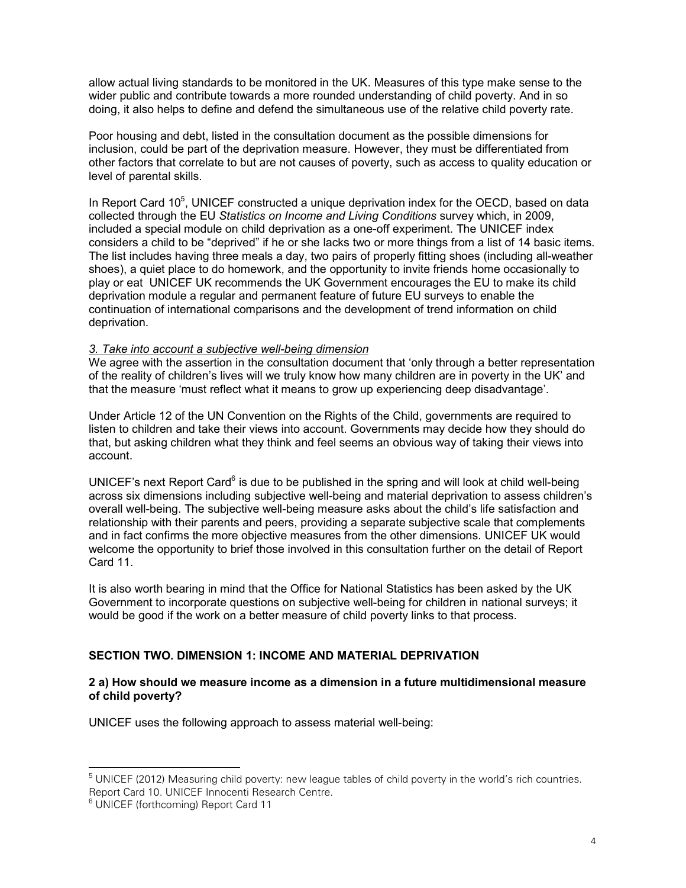allow actual living standards to be monitored in the UK. Measures of this type make sense to the wider public and contribute towards a more rounded understanding of child poverty. And in so doing, it also helps to define and defend the simultaneous use of the relative child poverty rate.

Poor housing and debt, listed in the consultation document as the possible dimensions for inclusion, could be part of the deprivation measure. However, they must be differentiated from other factors that correlate to but are not causes of poverty, such as access to quality education or level of parental skills.

In Report Card 10[5], UNICEF constructed a unique deprivation index for the OECD, based on data collected through the EU *Statistics on Income and Living Conditions* survey which, in 2009, included a special module on child deprivation as a one-off experiment. The UNICEF index considers a child to be "deprived" if he or she lacks two or more things from a list of 14 basic items. The list includes having three meals a day, two pairs of properly fitting shoes (including all-weather shoes), a quiet place to do homework, and the opportunity to invite friends home occasionally to play or eat UNICEF UK recommends the UK Government encourages the EU to make its child deprivation module a regular and permanent feature of future EU surveys to enable the continuation of international comparisons and the development of trend information on child deprivation.

*3. Take into account a subjective well-being dimension*

We agree with the assertion in the consultation document that 'only through a better representation of the reality of children's lives will we truly know how many children are in poverty in the UK' and that the measure 'must reflect what it means to grow up experiencing deep disadvantage'.

Under Article 12 of the UN Convention on the Rights of the Child, governments are required to listen to children and take their views into account. Governments may decide how they should do that, but asking children what they think and feel seems an obvious way of taking their views into account.

UNICEF's next Report Card[6] is due to be published in the spring and will look at child well-being across six dimensions including subjective well-being and material deprivation to assess children's overall well-being. The subjective well-being measure asks about the child's life satisfaction and relationship with their parents and peers, providing a separate subjective scale that complements and in fact confirms the more objective measures from the other dimensions. UNICEF UK would welcome the opportunity to brief those involved in this consultation further on the detail of Report Card 11.

It is also worth bearing in mind that the Office for National Statistics has been asked by the UK Government to incorporate questions on subjective well-being for children in national surveys; it would be good if the work on a better measure of child poverty links to that process.

## SECTION TWO. DIMENSION 1: INCOME AND MATERIAL DEPRIVATION

### 2 a) How should we measure income as a dimension in a future multidimensional measure of child poverty?

UNICEF uses the following approach to assess material well-being:

---

[5] UNICEF (2012) Measuring child poverty: new league tables of child poverty in the world's rich countries. Report Card 10. UNICEF Innocenti Research Centre.

[6] UNICEF (forthcoming) Report Card 11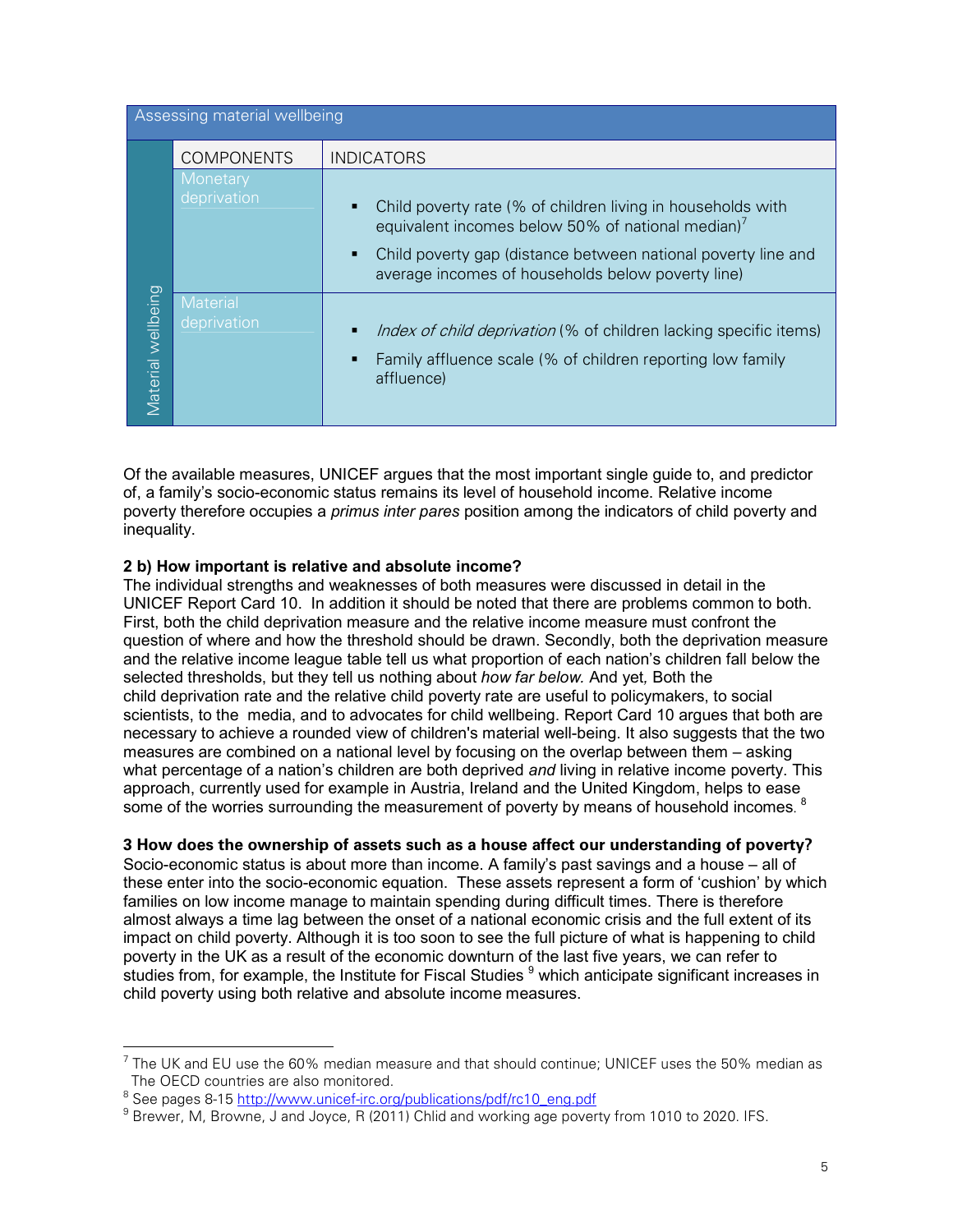| Assessing material wellbeing | | |
|---|---|---|
| | COMPONENTS | INDICATORS |
| Material wellbeing | Monetary deprivation | ▪ Child poverty rate (% of children living in households with equivalent incomes below 50% of national median)[7]<br>▪ Child poverty gap (distance between national poverty line and average incomes of households below poverty line) |
| | Material deprivation | ▪ *Index of child deprivation* (% of children lacking specific items)<br>▪ Family affluence scale (% of children reporting low family affluence) |

Of the available measures, UNICEF argues that the most important single guide to, and predictor of, a family's socio-economic status remains its level of household income. Relative income poverty therefore occupies a *primus inter pares* position among the indicators of child poverty and inequality.

**2 b) How important is relative and absolute income?**

The individual strengths and weaknesses of both measures were discussed in detail in the UNICEF Report Card 10. In addition it should be noted that there are problems common to both. First, both the child deprivation measure and the relative income measure must confront the question of where and how the threshold should be drawn. Secondly, both the deprivation measure and the relative income league table tell us what proportion of each nation's children fall below the selected thresholds, but they tell us nothing about *how far below.* And yet*,* Both the child deprivation rate and the relative child poverty rate are useful to policymakers, to social scientists, to the media, and to advocates for child wellbeing. Report Card 10 argues that both are necessary to achieve a rounded view of children's material well-being. It also suggests that the two measures are combined on a national level by focusing on the overlap between them – asking what percentage of a nation's children are both deprived *and* living in relative income poverty. This approach, currently used for example in Austria, Ireland and the United Kingdom, helps to ease some of the worries surrounding the measurement of poverty by means of household incomes. [8]

**3 How does the ownership of assets such as a house affect our understanding of poverty?**

Socio-economic status is about more than income. A family's past savings and a house – all of these enter into the socio-economic equation. These assets represent a form of 'cushion' by which families on low income manage to maintain spending during difficult times. There is therefore almost always a time lag between the onset of a national economic crisis and the full extent of its impact on child poverty. Although it is too soon to see the full picture of what is happening to child poverty in the UK as a result of the economic downturn of the last five years, we can refer to studies from, for example, the Institute for Fiscal Studies [9] which anticipate significant increases in child poverty using both relative and absolute income measures.

---

[7] The UK and EU use the 60% median measure and that should continue; UNICEF uses the 50% median as The OECD countries are also monitored.

[8] See pages 8-15 http://www.unicef-irc.org/publications/pdf/rc10_eng.pdf

[9] Brewer, M, Browne, J and Joyce, R (2011) Chlid and working age poverty from 1010 to 2020. IFS.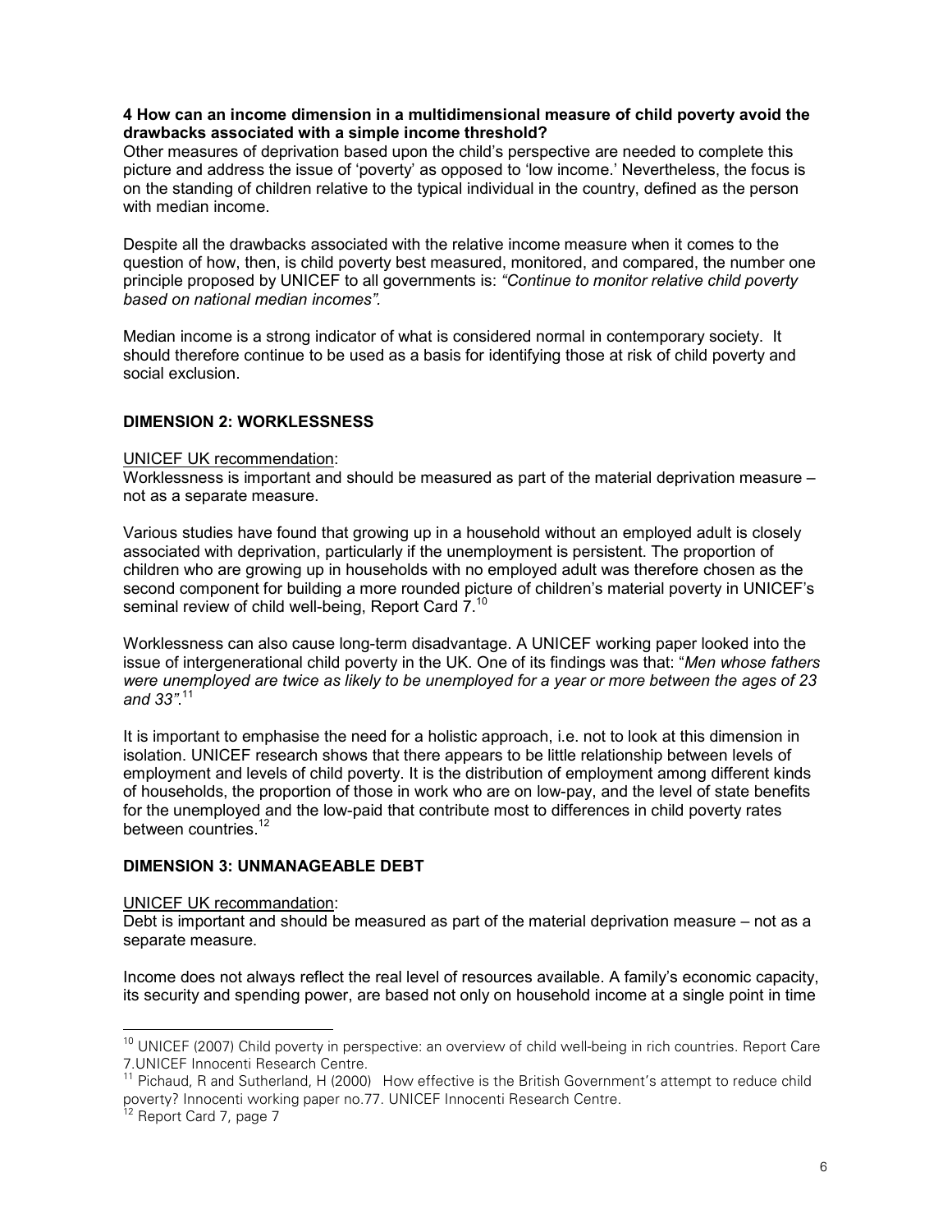**4 How can an income dimension in a multidimensional measure of child poverty avoid the drawbacks associated with a simple income threshold?**

Other measures of deprivation based upon the child's perspective are needed to complete this picture and address the issue of 'poverty' as opposed to 'low income.' Nevertheless, the focus is on the standing of children relative to the typical individual in the country, defined as the person with median income.

Despite all the drawbacks associated with the relative income measure when it comes to the question of how, then, is child poverty best measured, monitored, and compared, the number one principle proposed by UNICEF to all governments is: *"Continue to monitor relative child poverty based on national median incomes".*

Median income is a strong indicator of what is considered normal in contemporary society. It should therefore continue to be used as a basis for identifying those at risk of child poverty and social exclusion.

## DIMENSION 2: WORKLESSNESS

UNICEF UK recommendation:

Worklessness is important and should be measured as part of the material deprivation measure – not as a separate measure.

Various studies have found that growing up in a household without an employed adult is closely associated with deprivation, particularly if the unemployment is persistent. The proportion of children who are growing up in households with no employed adult was therefore chosen as the second component for building a more rounded picture of children's material poverty in UNICEF's seminal review of child well-being, Report Card 7.[10]

Worklessness can also cause long-term disadvantage. A UNICEF working paper looked into the issue of intergenerational child poverty in the UK. One of its findings was that: "*Men whose fathers were unemployed are twice as likely to be unemployed for a year or more between the ages of 23 and 33"*.[11]

It is important to emphasise the need for a holistic approach, i.e. not to look at this dimension in isolation. UNICEF research shows that there appears to be little relationship between levels of employment and levels of child poverty. It is the distribution of employment among different kinds of households, the proportion of those in work who are on low-pay, and the level of state benefits for the unemployed and the low-paid that contribute most to differences in child poverty rates between countries.[12]

## DIMENSION 3: UNMANAGEABLE DEBT

UNICEF UK recommandation:

Debt is important and should be measured as part of the material deprivation measure – not as a separate measure.

Income does not always reflect the real level of resources available. A family's economic capacity, its security and spending power, are based not only on household income at a single point in time

---

[10] UNICEF (2007) Child poverty in perspective: an overview of child well-being in rich countries. Report Care 7.UNICEF Innocenti Research Centre.

[11] Pichaud, R and Sutherland, H (2000) How effective is the British Government's attempt to reduce child poverty? Innocenti working paper no.77. UNICEF Innocenti Research Centre.

[12] Report Card 7, page 7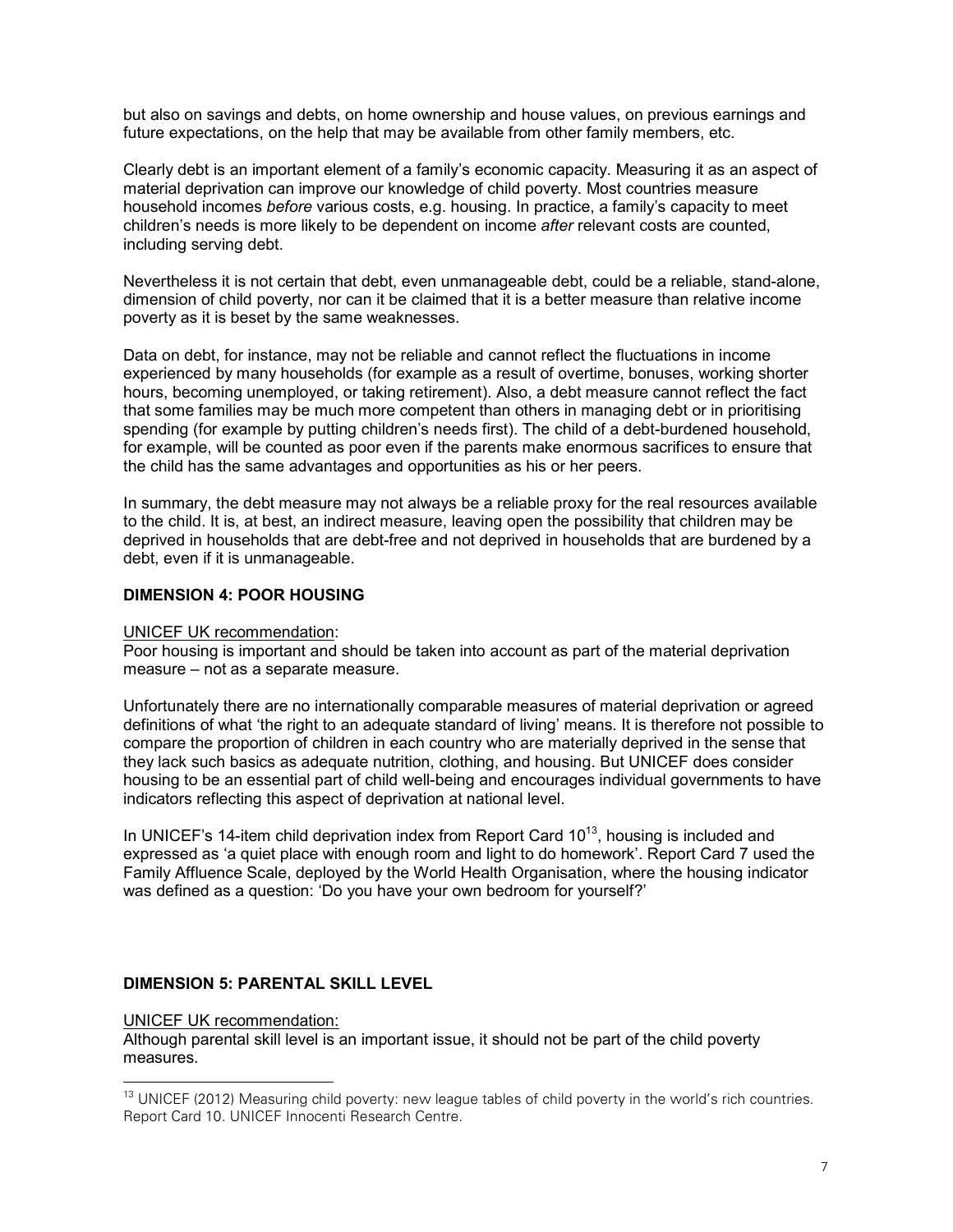but also on savings and debts, on home ownership and house values, on previous earnings and future expectations, on the help that may be available from other family members, etc.

Clearly debt is an important element of a family's economic capacity. Measuring it as an aspect of material deprivation can improve our knowledge of child poverty. Most countries measure household incomes *before* various costs, e.g. housing. In practice, a family's capacity to meet children's needs is more likely to be dependent on income *after* relevant costs are counted, including serving debt.

Nevertheless it is not certain that debt, even unmanageable debt, could be a reliable, stand-alone, dimension of child poverty, nor can it be claimed that it is a better measure than relative income poverty as it is beset by the same weaknesses.

Data on debt, for instance, may not be reliable and cannot reflect the fluctuations in income experienced by many households (for example as a result of overtime, bonuses, working shorter hours, becoming unemployed, or taking retirement). Also, a debt measure cannot reflect the fact that some families may be much more competent than others in managing debt or in prioritising spending (for example by putting children's needs first). The child of a debt-burdened household, for example, will be counted as poor even if the parents make enormous sacrifices to ensure that the child has the same advantages and opportunities as his or her peers.

In summary, the debt measure may not always be a reliable proxy for the real resources available to the child. It is, at best, an indirect measure, leaving open the possibility that children may be deprived in households that are debt-free and not deprived in households that are burdened by a debt, even if it is unmanageable.

## DIMENSION 4: POOR HOUSING

UNICEF UK recommendation:
Poor housing is important and should be taken into account as part of the material deprivation measure – not as a separate measure.

Unfortunately there are no internationally comparable measures of material deprivation or agreed definitions of what 'the right to an adequate standard of living' means. It is therefore not possible to compare the proportion of children in each country who are materially deprived in the sense that they lack such basics as adequate nutrition, clothing, and housing. But UNICEF does consider housing to be an essential part of child well-being and encourages individual governments to have indicators reflecting this aspect of deprivation at national level.

In UNICEF's 14-item child deprivation index from Report Card 10[13], housing is included and expressed as 'a quiet place with enough room and light to do homework'. Report Card 7 used the Family Affluence Scale, deployed by the World Health Organisation, where the housing indicator was defined as a question: 'Do you have your own bedroom for yourself?'

## DIMENSION 5: PARENTAL SKILL LEVEL

UNICEF UK recommendation:
Although parental skill level is an important issue, it should not be part of the child poverty measures.

[13] UNICEF (2012) Measuring child poverty: new league tables of child poverty in the world's rich countries. Report Card 10. UNICEF Innocenti Research Centre.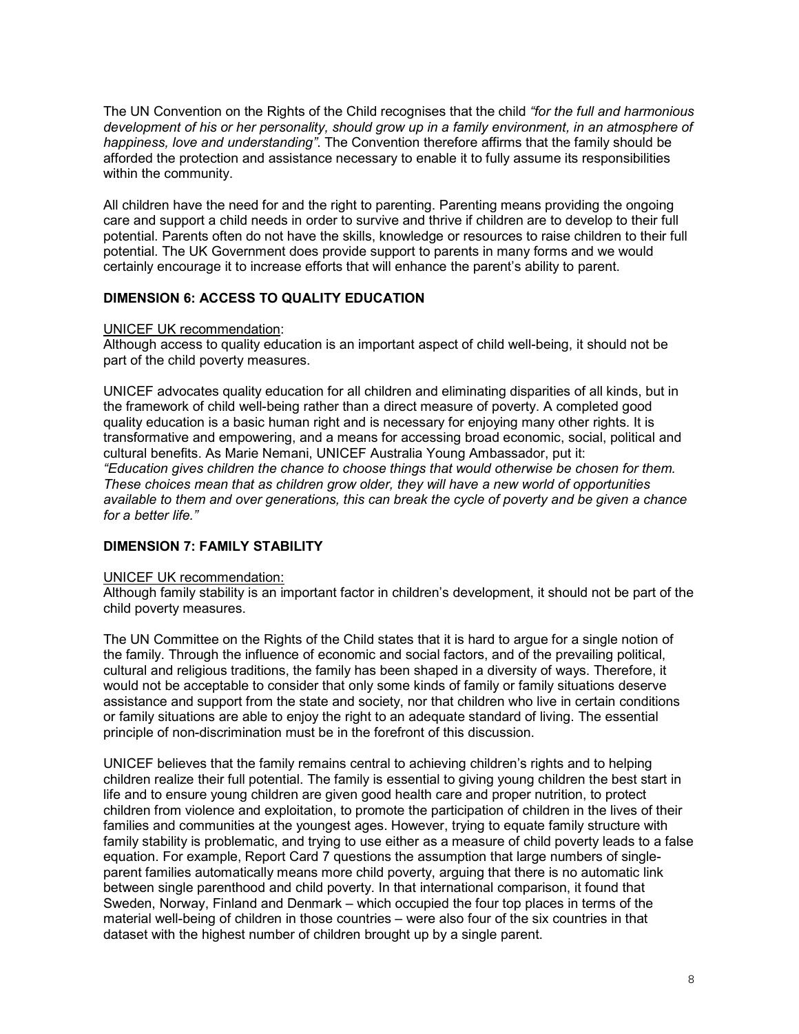The UN Convention on the Rights of the Child recognises that the child *"for the full and harmonious development of his or her personality, should grow up in a family environment, in an atmosphere of happiness, love and understanding"*. The Convention therefore affirms that the family should be afforded the protection and assistance necessary to enable it to fully assume its responsibilities within the community.

All children have the need for and the right to parenting. Parenting means providing the ongoing care and support a child needs in order to survive and thrive if children are to develop to their full potential. Parents often do not have the skills, knowledge or resources to raise children to their full potential. The UK Government does provide support to parents in many forms and we would certainly encourage it to increase efforts that will enhance the parent's ability to parent.

### DIMENSION 6: ACCESS TO QUALITY EDUCATION

<u>UNICEF UK recommendation</u>:
Although access to quality education is an important aspect of child well-being, it should not be part of the child poverty measures.

UNICEF advocates quality education for all children and eliminating disparities of all kinds, but in the framework of child well-being rather than a direct measure of poverty. A completed good quality education is a basic human right and is necessary for enjoying many other rights. It is transformative and empowering, and a means for accessing broad economic, social, political and cultural benefits. As Marie Nemani, UNICEF Australia Young Ambassador, put it:
*"Education gives children the chance to choose things that would otherwise be chosen for them. These choices mean that as children grow older, they will have a new world of opportunities available to them and over generations, this can break the cycle of poverty and be given a chance for a better life."*

### DIMENSION 7: FAMILY STABILITY

<u>UNICEF UK recommendation:</u>
Although family stability is an important factor in children's development, it should not be part of the child poverty measures.

The UN Committee on the Rights of the Child states that it is hard to argue for a single notion of the family. Through the influence of economic and social factors, and of the prevailing political, cultural and religious traditions, the family has been shaped in a diversity of ways. Therefore, it would not be acceptable to consider that only some kinds of family or family situations deserve assistance and support from the state and society, nor that children who live in certain conditions or family situations are able to enjoy the right to an adequate standard of living. The essential principle of non-discrimination must be in the forefront of this discussion.

UNICEF believes that the family remains central to achieving children's rights and to helping children realize their full potential. The family is essential to giving young children the best start in life and to ensure young children are given good health care and proper nutrition, to protect children from violence and exploitation, to promote the participation of children in the lives of their families and communities at the youngest ages. However, trying to equate family structure with family stability is problematic, and trying to use either as a measure of child poverty leads to a false equation. For example, Report Card 7 questions the assumption that large numbers of single-parent families automatically means more child poverty, arguing that there is no automatic link between single parenthood and child poverty. In that international comparison, it found that Sweden, Norway, Finland and Denmark – which occupied the four top places in terms of the material well-being of children in those countries – were also four of the six countries in that dataset with the highest number of children brought up by a single parent.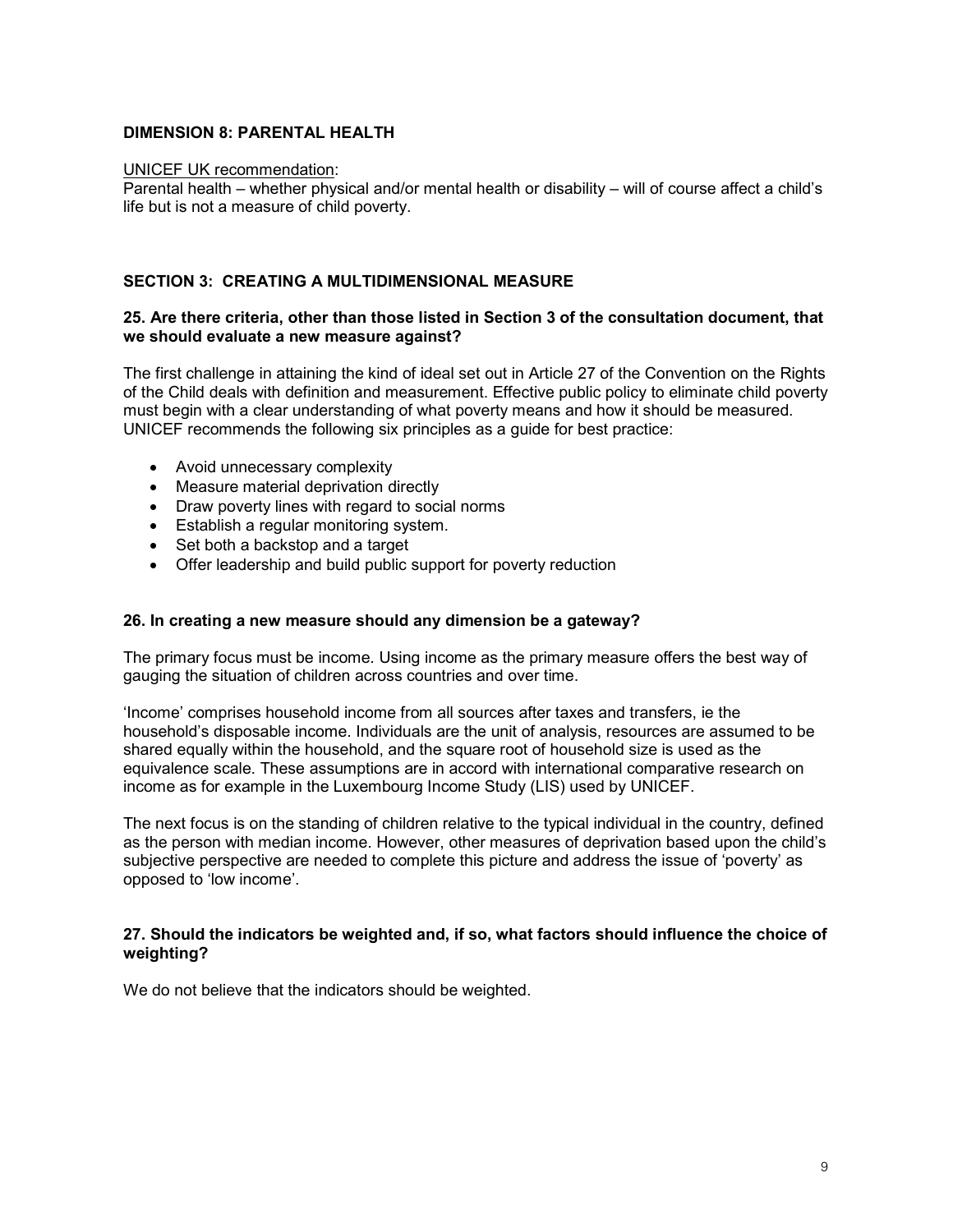## DIMENSION 8: PARENTAL HEALTH

UNICEF UK recommendation:
Parental health – whether physical and/or mental health or disability – will of course affect a child's life but is not a measure of child poverty.

## SECTION 3: CREATING A MULTIDIMENSIONAL MEASURE

### 25. Are there criteria, other than those listed in Section 3 of the consultation document, that we should evaluate a new measure against?

The first challenge in attaining the kind of ideal set out in Article 27 of the Convention on the Rights of the Child deals with definition and measurement. Effective public policy to eliminate child poverty must begin with a clear understanding of what poverty means and how it should be measured. UNICEF recommends the following six principles as a guide for best practice:

- Avoid unnecessary complexity
- Measure material deprivation directly
- Draw poverty lines with regard to social norms
- Establish a regular monitoring system.
- Set both a backstop and a target
- Offer leadership and build public support for poverty reduction

### 26. In creating a new measure should any dimension be a gateway?

The primary focus must be income. Using income as the primary measure offers the best way of gauging the situation of children across countries and over time.

'Income' comprises household income from all sources after taxes and transfers, ie the household's disposable income. Individuals are the unit of analysis, resources are assumed to be shared equally within the household, and the square root of household size is used as the equivalence scale. These assumptions are in accord with international comparative research on income as for example in the Luxembourg Income Study (LIS) used by UNICEF.

The next focus is on the standing of children relative to the typical individual in the country, defined as the person with median income. However, other measures of deprivation based upon the child's subjective perspective are needed to complete this picture and address the issue of 'poverty' as opposed to 'low income'.

### 27. Should the indicators be weighted and, if so, what factors should influence the choice of weighting?

We do not believe that the indicators should be weighted.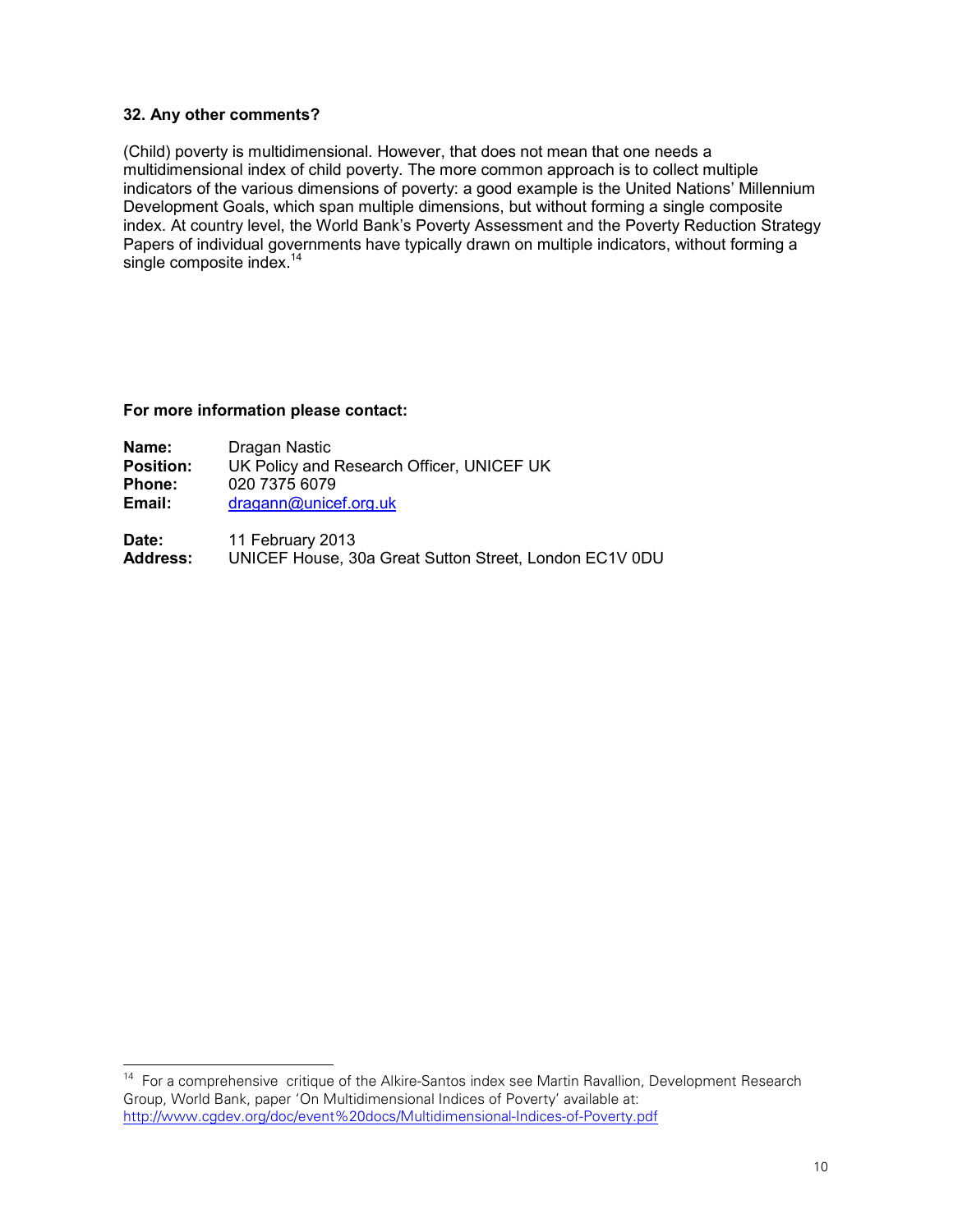**32. Any other comments?**

(Child) poverty is multidimensional. However, that does not mean that one needs a multidimensional index of child poverty. The more common approach is to collect multiple indicators of the various dimensions of poverty: a good example is the United Nations' Millennium Development Goals, which span multiple dimensions, but without forming a single composite index. At country level, the World Bank's Poverty Assessment and the Poverty Reduction Strategy Papers of individual governments have typically drawn on multiple indicators, without forming a single composite index.[14]

**For more information please contact:**

**Name:** Dragan Nastic
**Position:** UK Policy and Research Officer, UNICEF UK
**Phone:** 020 7375 6079
**Email:** dragann@unicef.org.uk

**Date:** 11 February 2013
**Address:** UNICEF House, 30a Great Sutton Street, London EC1V 0DU

---

[14] For a comprehensive critique of the Alkire-Santos index see Martin Ravallion, Development Research Group, World Bank, paper 'On Multidimensional Indices of Poverty' available at: http://www.cgdev.org/doc/event%20docs/Multidimensional-Indices-of-Poverty.pdf